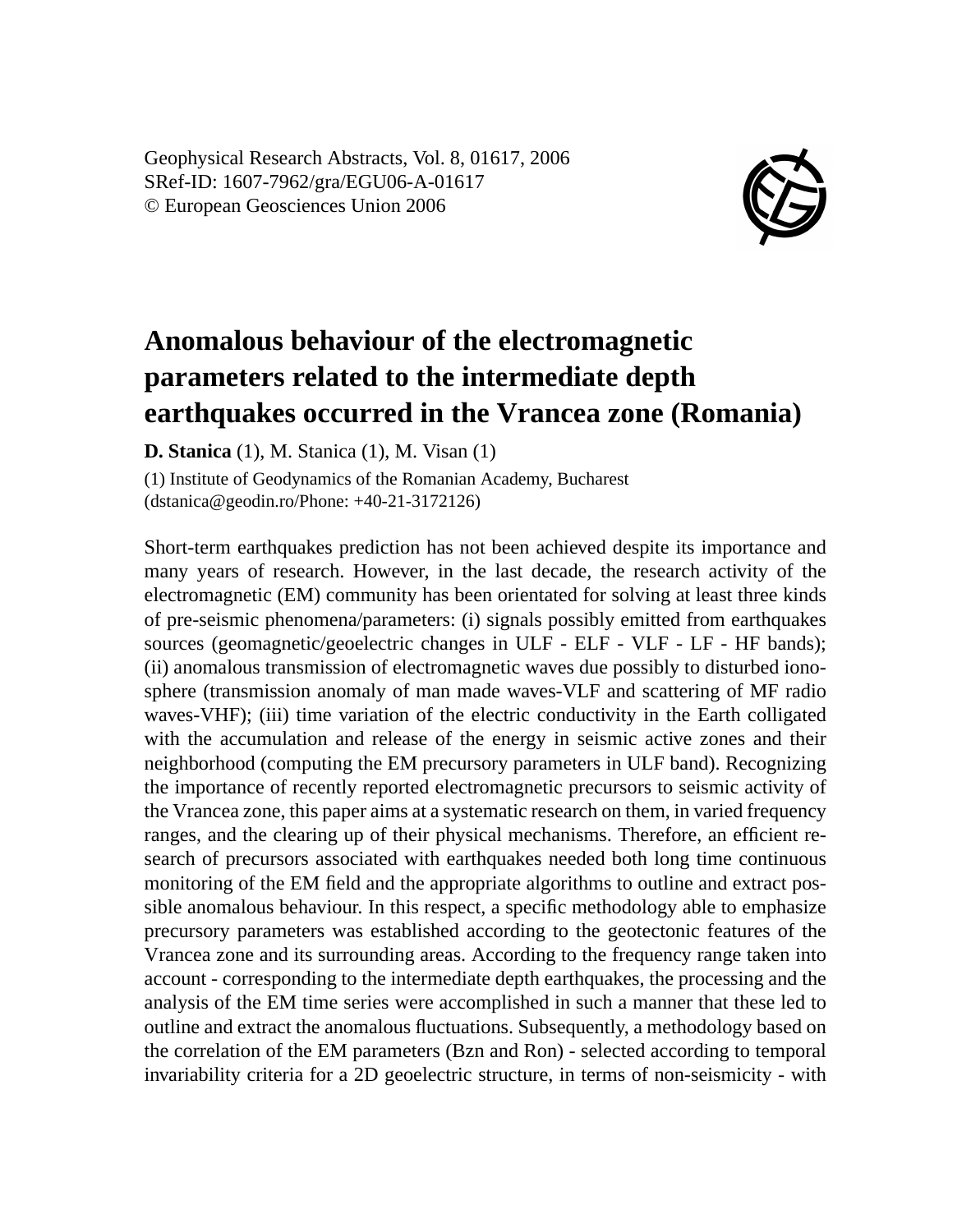Geophysical Research Abstracts, Vol. 8, 01617, 2006
SRef-ID: 1607-7962/gra/EGU06-A-01617
© European Geosciences Union 2006

# Anomalous behaviour of the electromagnetic parameters related to the intermediate depth earthquakes occurred in the Vrancea zone (Romania)

**D. Stanica** (1), M. Stanica (1), M. Visan (1)

(1) Institute of Geodynamics of the Romanian Academy, Bucharest (dstanica@geodin.ro/Phone: +40-21-3172126)

Short-term earthquakes prediction has not been achieved despite its importance and many years of research. However, in the last decade, the research activity of the electromagnetic (EM) community has been orientated for solving at least three kinds of pre-seismic phenomena/parameters: (i) signals possibly emitted from earthquakes sources (geomagnetic/geoelectric changes in ULF - ELF - VLF - LF - HF bands); (ii) anomalous transmission of electromagnetic waves due possibly to disturbed ionosphere (transmission anomaly of man made waves-VLF and scattering of MF radio waves-VHF); (iii) time variation of the electric conductivity in the Earth colligated with the accumulation and release of the energy in seismic active zones and their neighborhood (computing the EM precursory parameters in ULF band). Recognizing the importance of recently reported electromagnetic precursors to seismic activity of the Vrancea zone, this paper aims at a systematic research on them, in varied frequency ranges, and the clearing up of their physical mechanisms. Therefore, an efficient research of precursors associated with earthquakes needed both long time continuous monitoring of the EM field and the appropriate algorithms to outline and extract possible anomalous behaviour. In this respect, a specific methodology able to emphasize precursory parameters was established according to the geotectonic features of the Vrancea zone and its surrounding areas. According to the frequency range taken into account - corresponding to the intermediate depth earthquakes, the processing and the analysis of the EM time series were accomplished in such a manner that these led to outline and extract the anomalous fluctuations. Subsequently, a methodology based on the correlation of the EM parameters (Bzn and Ron) - selected according to temporal invariability criteria for a 2D geoelectric structure, in terms of non-seismicity - with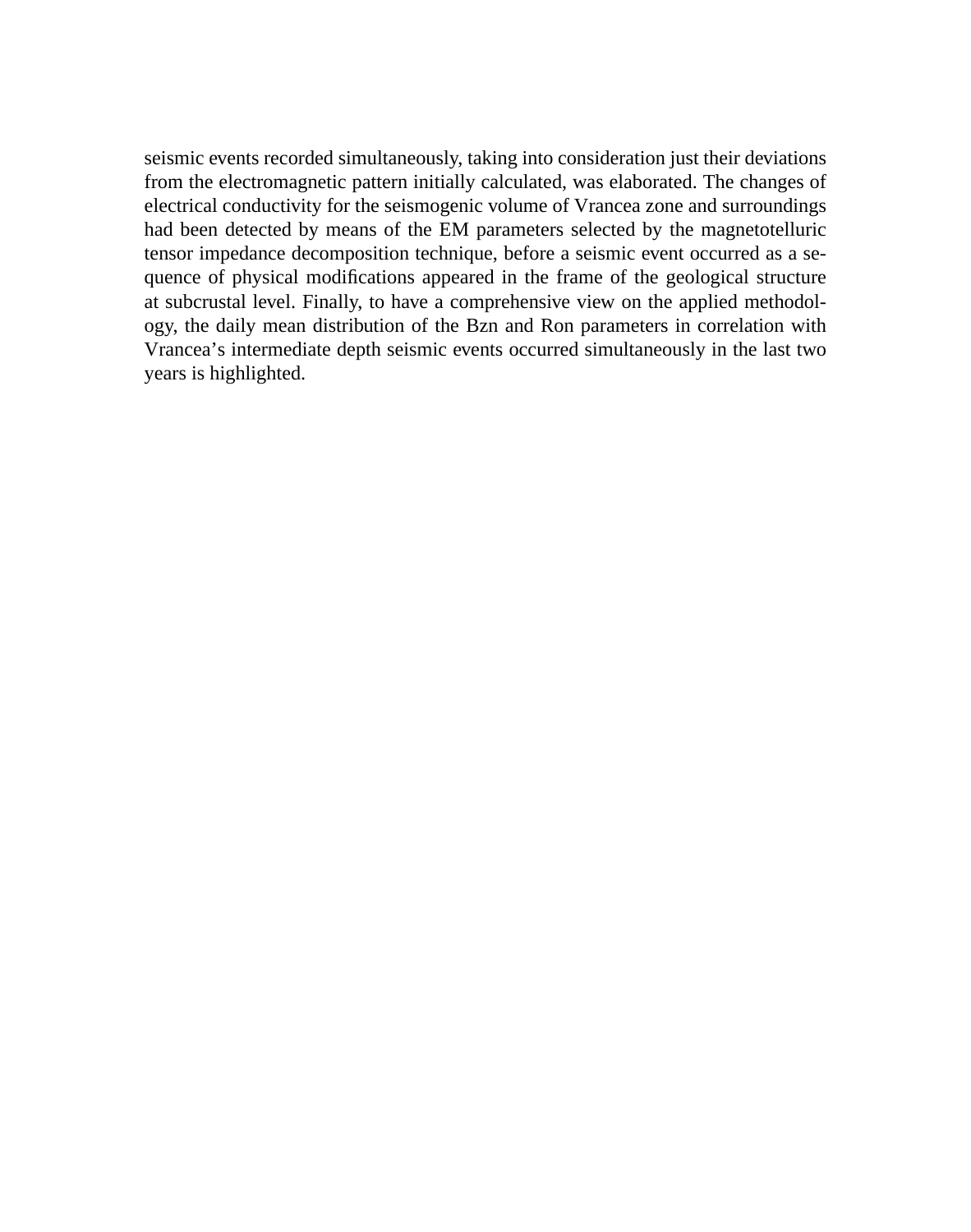seismic events recorded simultaneously, taking into consideration just their deviations from the electromagnetic pattern initially calculated, was elaborated. The changes of electrical conductivity for the seismogenic volume of Vrancea zone and surroundings had been detected by means of the EM parameters selected by the magnetotelluric tensor impedance decomposition technique, before a seismic event occurred as a sequence of physical modifications appeared in the frame of the geological structure at subcrustal level. Finally, to have a comprehensive view on the applied methodology, the daily mean distribution of the Bzn and Ron parameters in correlation with Vrancea's intermediate depth seismic events occurred simultaneously in the last two years is highlighted.